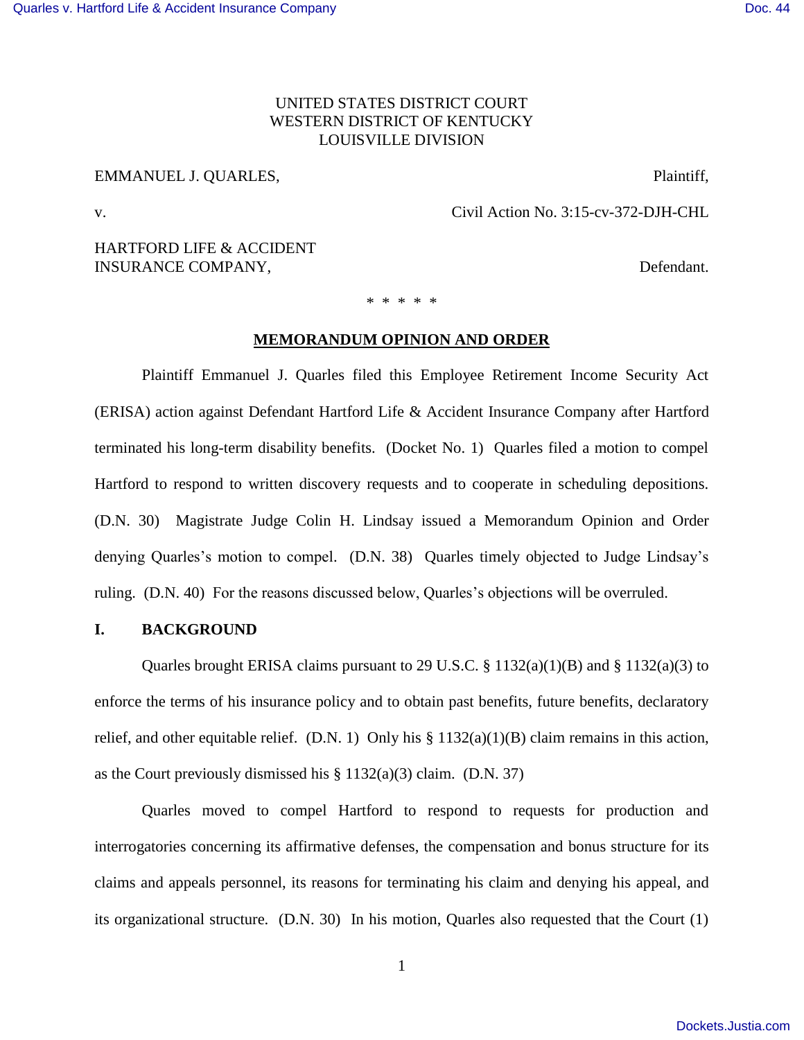UNITED STATES DISTRICT COURT
WESTERN DISTRICT OF KENTUCKY
LOUISVILLE DIVISION

EMMANUEL J. QUARLES, Plaintiff,

v. Civil Action No. 3:15-cv-372-DJH-CHL

HARTFORD LIFE & ACCIDENT INSURANCE COMPANY, Defendant.

\* \* \* \* \*

**MEMORANDUM OPINION AND ORDER**

Plaintiff Emmanuel J. Quarles filed this Employee Retirement Income Security Act (ERISA) action against Defendant Hartford Life & Accident Insurance Company after Hartford terminated his long-term disability benefits. (Docket No. 1) Quarles filed a motion to compel Hartford to respond to written discovery requests and to cooperate in scheduling depositions. (D.N. 30) Magistrate Judge Colin H. Lindsay issued a Memorandum Opinion and Order denying Quarles's motion to compel. (D.N. 38) Quarles timely objected to Judge Lindsay's ruling. (D.N. 40) For the reasons discussed below, Quarles's objections will be overruled.

## I. BACKGROUND

Quarles brought ERISA claims pursuant to 29 U.S.C. § 1132(a)(1)(B) and § 1132(a)(3) to enforce the terms of his insurance policy and to obtain past benefits, future benefits, declaratory relief, and other equitable relief. (D.N. 1) Only his § 1132(a)(1)(B) claim remains in this action, as the Court previously dismissed his § 1132(a)(3) claim. (D.N. 37)

Quarles moved to compel Hartford to respond to requests for production and interrogatories concerning its affirmative defenses, the compensation and bonus structure for its claims and appeals personnel, its reasons for terminating his claim and denying his appeal, and its organizational structure. (D.N. 30) In his motion, Quarles also requested that the Court (1)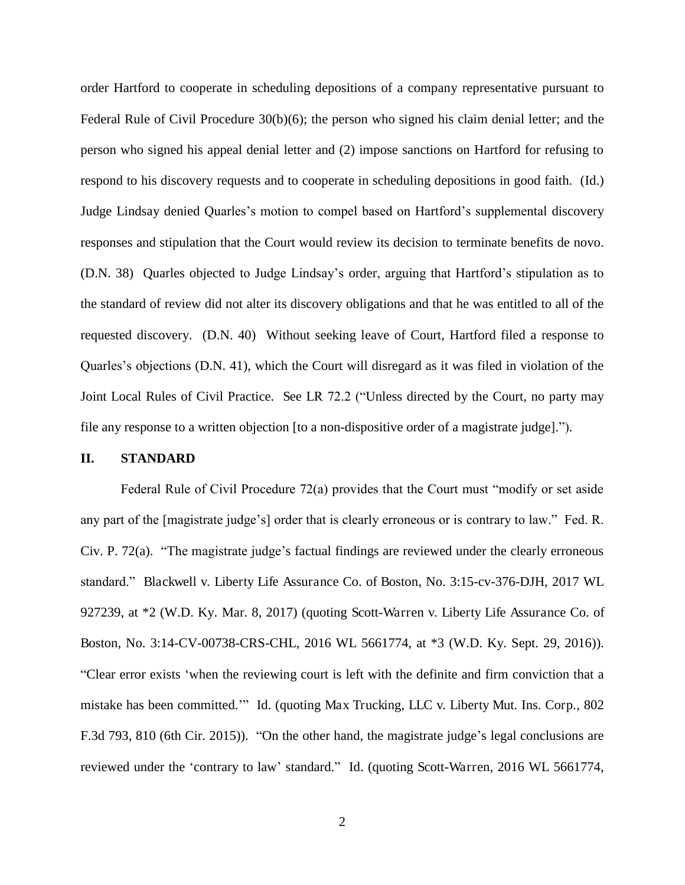order Hartford to cooperate in scheduling depositions of a company representative pursuant to Federal Rule of Civil Procedure 30(b)(6); the person who signed his claim denial letter; and the person who signed his appeal denial letter and (2) impose sanctions on Hartford for refusing to respond to his discovery requests and to cooperate in scheduling depositions in good faith. (Id.) Judge Lindsay denied Quarles's motion to compel based on Hartford's supplemental discovery responses and stipulation that the Court would review its decision to terminate benefits de novo. (D.N. 38) Quarles objected to Judge Lindsay's order, arguing that Hartford's stipulation as to the standard of review did not alter its discovery obligations and that he was entitled to all of the requested discovery. (D.N. 40) Without seeking leave of Court, Hartford filed a response to Quarles's objections (D.N. 41), which the Court will disregard as it was filed in violation of the Joint Local Rules of Civil Practice. See LR 72.2 ("Unless directed by the Court, no party may file any response to a written objection [to a non-dispositive order of a magistrate judge].").

## II. STANDARD

Federal Rule of Civil Procedure 72(a) provides that the Court must "modify or set aside any part of the [magistrate judge's] order that is clearly erroneous or is contrary to law." Fed. R. Civ. P. 72(a). "The magistrate judge's factual findings are reviewed under the clearly erroneous standard." Blackwell v. Liberty Life Assurance Co. of Boston, No. 3:15-cv-376-DJH, 2017 WL 927239, at *2 (W.D. Ky. Mar. 8, 2017) (quoting Scott-Warren v. Liberty Life Assurance Co. of Boston, No. 3:14-CV-00738-CRS-CHL, 2016 WL 5661774, at *3 (W.D. Ky. Sept. 29, 2016)). "Clear error exists 'when the reviewing court is left with the definite and firm conviction that a mistake has been committed.'" Id. (quoting Max Trucking, LLC v. Liberty Mut. Ins. Corp., 802 F.3d 793, 810 (6th Cir. 2015)). "On the other hand, the magistrate judge's legal conclusions are reviewed under the 'contrary to law' standard." Id. (quoting Scott-Warren, 2016 WL 5661774,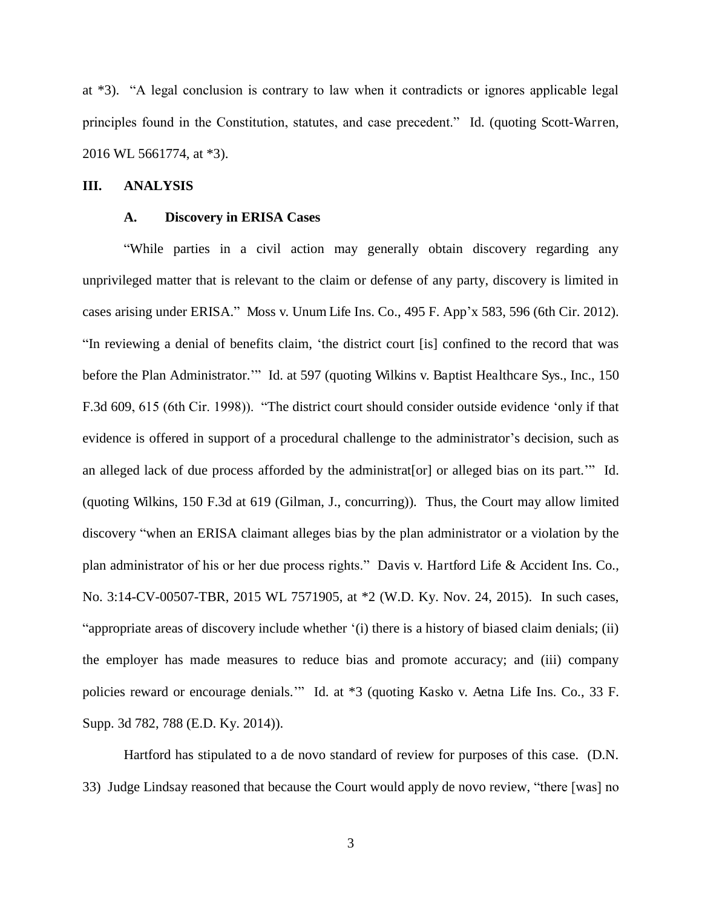at *3). "A legal conclusion is contrary to law when it contradicts or ignores applicable legal principles found in the Constitution, statutes, and case precedent." Id. (quoting Scott-Warren, 2016 WL 5661774, at *3).

## III. ANALYSIS

### A. Discovery in ERISA Cases

"While parties in a civil action may generally obtain discovery regarding any unprivileged matter that is relevant to the claim or defense of any party, discovery is limited in cases arising under ERISA." Moss v. Unum Life Ins. Co., 495 F. App'x 583, 596 (6th Cir. 2012). "In reviewing a denial of benefits claim, 'the district court [is] confined to the record that was before the Plan Administrator.'" Id. at 597 (quoting Wilkins v. Baptist Healthcare Sys., Inc., 150 F.3d 609, 615 (6th Cir. 1998)). "The district court should consider outside evidence 'only if that evidence is offered in support of a procedural challenge to the administrator's decision, such as an alleged lack of due process afforded by the administrat[or] or alleged bias on its part.'" Id. (quoting Wilkins, 150 F.3d at 619 (Gilman, J., concurring)). Thus, the Court may allow limited discovery "when an ERISA claimant alleges bias by the plan administrator or a violation by the plan administrator of his or her due process rights." Davis v. Hartford Life & Accident Ins. Co., No. 3:14-CV-00507-TBR, 2015 WL 7571905, at *2 (W.D. Ky. Nov. 24, 2015). In such cases, "appropriate areas of discovery include whether '(i) there is a history of biased claim denials; (ii) the employer has made measures to reduce bias and promote accuracy; and (iii) company policies reward or encourage denials.'" Id. at *3 (quoting Kasko v. Aetna Life Ins. Co., 33 F. Supp. 3d 782, 788 (E.D. Ky. 2014)).

Hartford has stipulated to a de novo standard of review for purposes of this case. (D.N. 33) Judge Lindsay reasoned that because the Court would apply de novo review, "there [was] no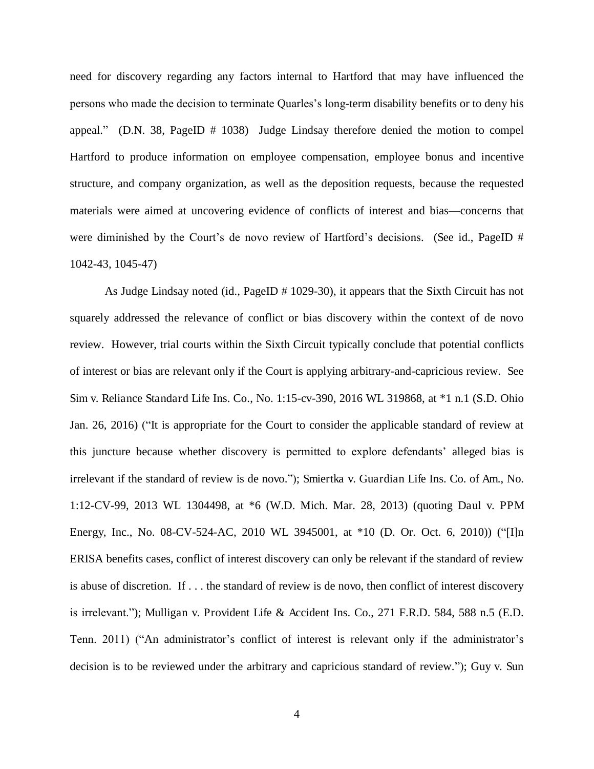need for discovery regarding any factors internal to Hartford that may have influenced the persons who made the decision to terminate Quarles's long-term disability benefits or to deny his appeal." (D.N. 38, PageID # 1038) Judge Lindsay therefore denied the motion to compel Hartford to produce information on employee compensation, employee bonus and incentive structure, and company organization, as well as the deposition requests, because the requested materials were aimed at uncovering evidence of conflicts of interest and bias—concerns that were diminished by the Court's de novo review of Hartford's decisions. (See id., PageID # 1042-43, 1045-47)

As Judge Lindsay noted (id., PageID # 1029-30), it appears that the Sixth Circuit has not squarely addressed the relevance of conflict or bias discovery within the context of de novo review. However, trial courts within the Sixth Circuit typically conclude that potential conflicts of interest or bias are relevant only if the Court is applying arbitrary-and-capricious review. See Sim v. Reliance Standard Life Ins. Co., No. 1:15-cv-390, 2016 WL 319868, at *1 n.1 (S.D. Ohio Jan. 26, 2016) ("It is appropriate for the Court to consider the applicable standard of review at this juncture because whether discovery is permitted to explore defendants' alleged bias is irrelevant if the standard of review is de novo."); Smiertka v. Guardian Life Ins. Co. of Am., No. 1:12-CV-99, 2013 WL 1304498, at *6 (W.D. Mich. Mar. 28, 2013) (quoting Daul v. PPM Energy, Inc., No. 08-CV-524-AC, 2010 WL 3945001, at *10 (D. Or. Oct. 6, 2010)) ("[I]n ERISA benefits cases, conflict of interest discovery can only be relevant if the standard of review is abuse of discretion. If . . . the standard of review is de novo, then conflict of interest discovery is irrelevant."); Mulligan v. Provident Life & Accident Ins. Co., 271 F.R.D. 584, 588 n.5 (E.D. Tenn. 2011) ("An administrator's conflict of interest is relevant only if the administrator's decision is to be reviewed under the arbitrary and capricious standard of review."); Guy v. Sun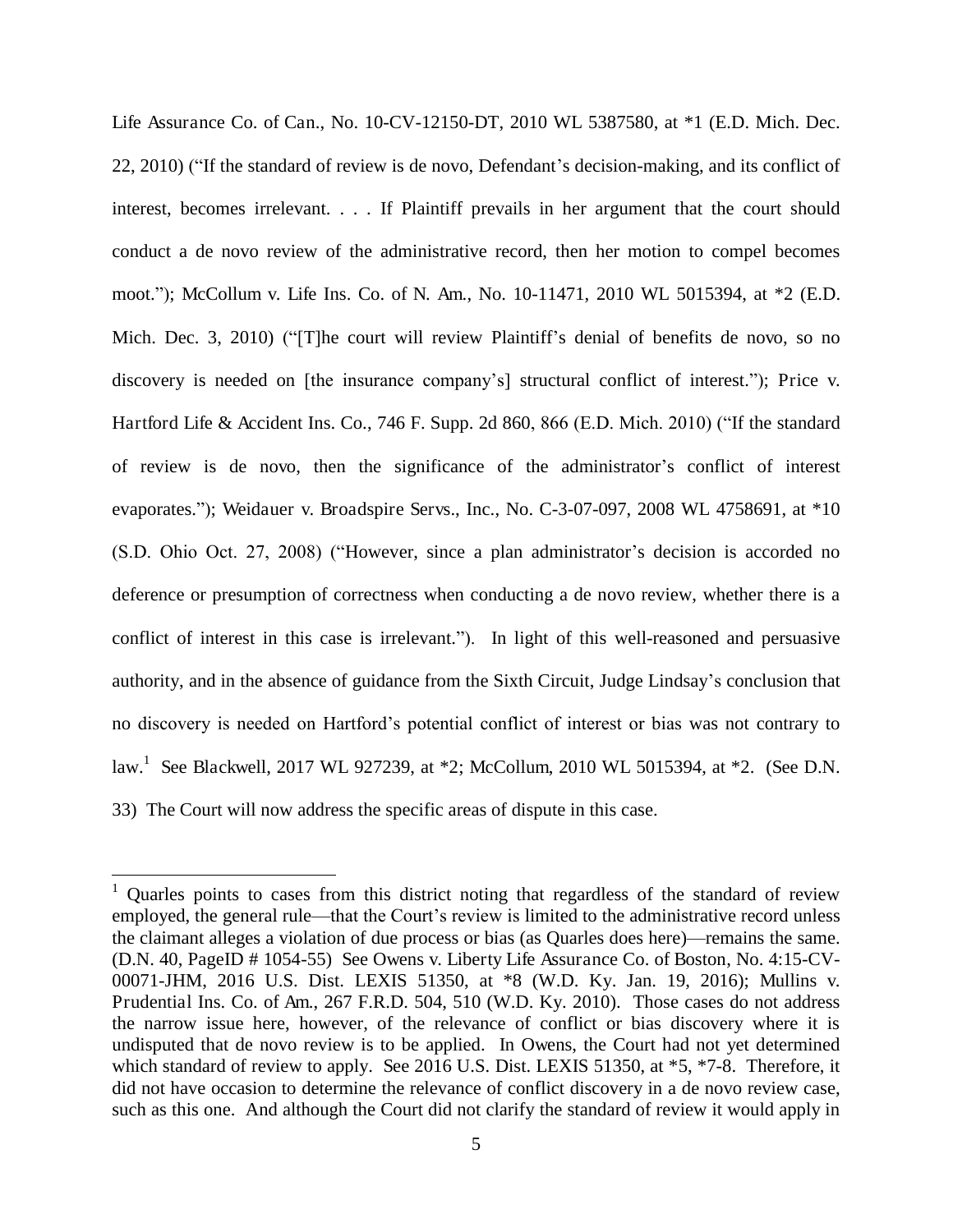Life Assurance Co. of Can., No. 10-CV-12150-DT, 2010 WL 5387580, at *1 (E.D. Mich. Dec. 22, 2010) ("If the standard of review is de novo, Defendant's decision-making, and its conflict of interest, becomes irrelevant. . . . If Plaintiff prevails in her argument that the court should conduct a de novo review of the administrative record, then her motion to compel becomes moot."); McCollum v. Life Ins. Co. of N. Am., No. 10-11471, 2010 WL 5015394, at *2 (E.D. Mich. Dec. 3, 2010) ("[T]he court will review Plaintiff's denial of benefits de novo, so no discovery is needed on [the insurance company's] structural conflict of interest."); Price v. Hartford Life & Accident Ins. Co., 746 F. Supp. 2d 860, 866 (E.D. Mich. 2010) ("If the standard of review is de novo, then the significance of the administrator's conflict of interest evaporates."); Weidauer v. Broadspire Servs., Inc., No. C-3-07-097, 2008 WL 4758691, at *10 (S.D. Ohio Oct. 27, 2008) ("However, since a plan administrator's decision is accorded no deference or presumption of correctness when conducting a de novo review, whether there is a conflict of interest in this case is irrelevant."). In light of this well-reasoned and persuasive authority, and in the absence of guidance from the Sixth Circuit, Judge Lindsay's conclusion that no discovery is needed on Hartford's potential conflict of interest or bias was not contrary to law.[1] See Blackwell, 2017 WL 927239, at *2; McCollum, 2010 WL 5015394, at *2. (See D.N. 33) The Court will now address the specific areas of dispute in this case.

---

[1] Quarles points to cases from this district noting that regardless of the standard of review employed, the general rule—that the Court's review is limited to the administrative record unless the claimant alleges a violation of due process or bias (as Quarles does here)—remains the same. (D.N. 40, PageID # 1054-55) See Owens v. Liberty Life Assurance Co. of Boston, No. 4:15-CV-00071-JHM, 2016 U.S. Dist. LEXIS 51350, at *8 (W.D. Ky. Jan. 19, 2016); Mullins v. Prudential Ins. Co. of Am., 267 F.R.D. 504, 510 (W.D. Ky. 2010). Those cases do not address the narrow issue here, however, of the relevance of conflict or bias discovery where it is undisputed that de novo review is to be applied. In Owens, the Court had not yet determined which standard of review to apply. See 2016 U.S. Dist. LEXIS 51350, at *5, *7-8. Therefore, it did not have occasion to determine the relevance of conflict discovery in a de novo review case, such as this one. And although the Court did not clarify the standard of review it would apply in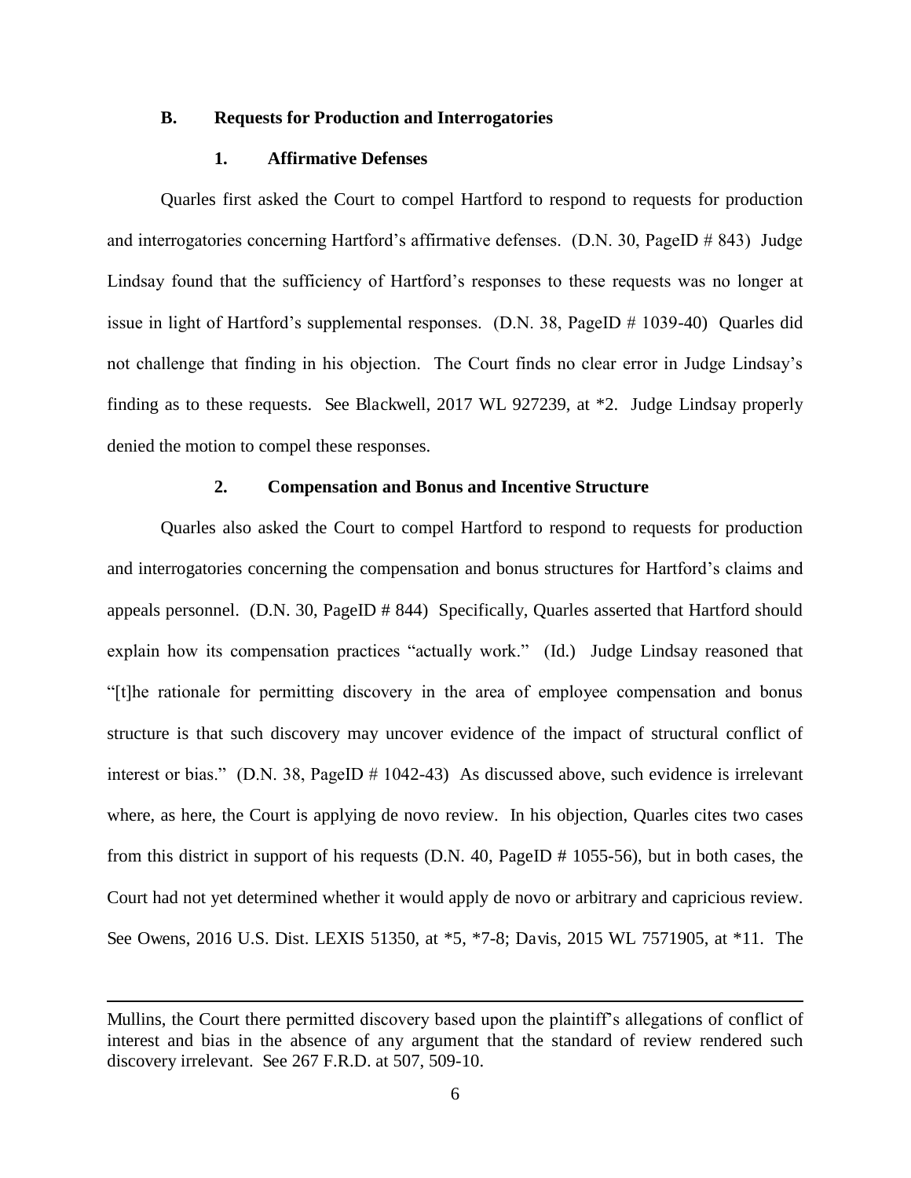### B. Requests for Production and Interrogatories

#### 1. Affirmative Defenses

Quarles first asked the Court to compel Hartford to respond to requests for production and interrogatories concerning Hartford's affirmative defenses. (D.N. 30, PageID # 843) Judge Lindsay found that the sufficiency of Hartford's responses to these requests was no longer at issue in light of Hartford's supplemental responses. (D.N. 38, PageID # 1039-40) Quarles did not challenge that finding in his objection. The Court finds no clear error in Judge Lindsay's finding as to these requests. See Blackwell, 2017 WL 927239, at *2. Judge Lindsay properly denied the motion to compel these responses.

#### 2. Compensation and Bonus and Incentive Structure

Quarles also asked the Court to compel Hartford to respond to requests for production and interrogatories concerning the compensation and bonus structures for Hartford's claims and appeals personnel. (D.N. 30, PageID # 844) Specifically, Quarles asserted that Hartford should explain how its compensation practices "actually work." (Id.) Judge Lindsay reasoned that "[t]he rationale for permitting discovery in the area of employee compensation and bonus structure is that such discovery may uncover evidence of the impact of structural conflict of interest or bias." (D.N. 38, PageID # 1042-43) As discussed above, such evidence is irrelevant where, as here, the Court is applying de novo review. In his objection, Quarles cites two cases from this district in support of his requests (D.N. 40, PageID # 1055-56), but in both cases, the Court had not yet determined whether it would apply de novo or arbitrary and capricious review. See Owens, 2016 U.S. Dist. LEXIS 51350, at *5, *7-8; Davis, 2015 WL 7571905, at *11. The

---

Mullins, the Court there permitted discovery based upon the plaintiff's allegations of conflict of interest and bias in the absence of any argument that the standard of review rendered such discovery irrelevant. See 267 F.R.D. at 507, 509-10.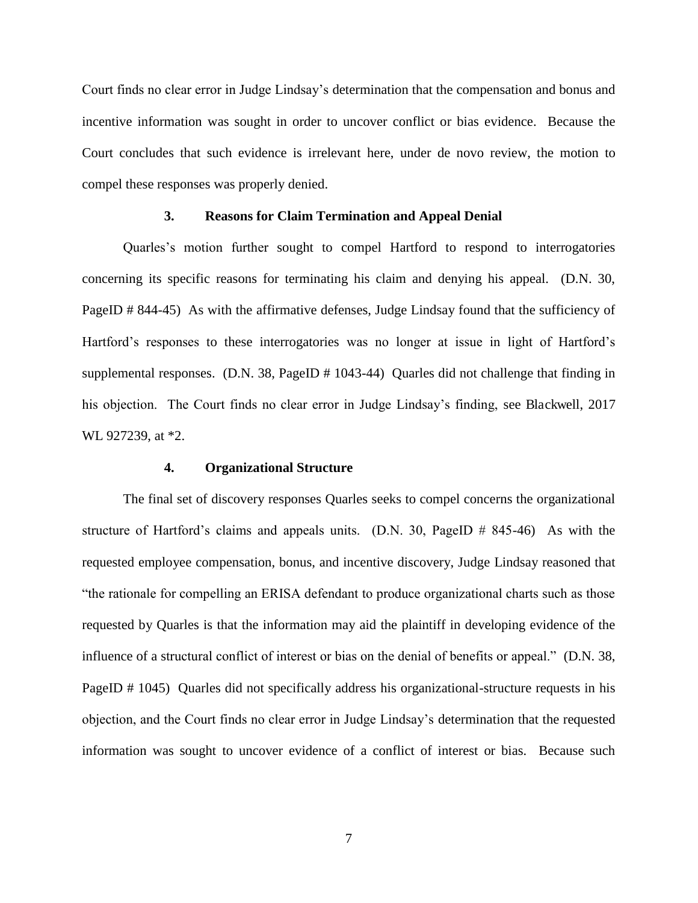Court finds no clear error in Judge Lindsay's determination that the compensation and bonus and incentive information was sought in order to uncover conflict or bias evidence. Because the Court concludes that such evidence is irrelevant here, under de novo review, the motion to compel these responses was properly denied.

### 3. Reasons for Claim Termination and Appeal Denial

Quarles's motion further sought to compel Hartford to respond to interrogatories concerning its specific reasons for terminating his claim and denying his appeal. (D.N. 30, PageID # 844-45) As with the affirmative defenses, Judge Lindsay found that the sufficiency of Hartford's responses to these interrogatories was no longer at issue in light of Hartford's supplemental responses. (D.N. 38, PageID # 1043-44) Quarles did not challenge that finding in his objection. The Court finds no clear error in Judge Lindsay's finding, see Blackwell, 2017 WL 927239, at *2.

### 4. Organizational Structure

The final set of discovery responses Quarles seeks to compel concerns the organizational structure of Hartford's claims and appeals units. (D.N. 30, PageID # 845-46) As with the requested employee compensation, bonus, and incentive discovery, Judge Lindsay reasoned that "the rationale for compelling an ERISA defendant to produce organizational charts such as those requested by Quarles is that the information may aid the plaintiff in developing evidence of the influence of a structural conflict of interest or bias on the denial of benefits or appeal." (D.N. 38, PageID # 1045) Quarles did not specifically address his organizational-structure requests in his objection, and the Court finds no clear error in Judge Lindsay's determination that the requested information was sought to uncover evidence of a conflict of interest or bias. Because such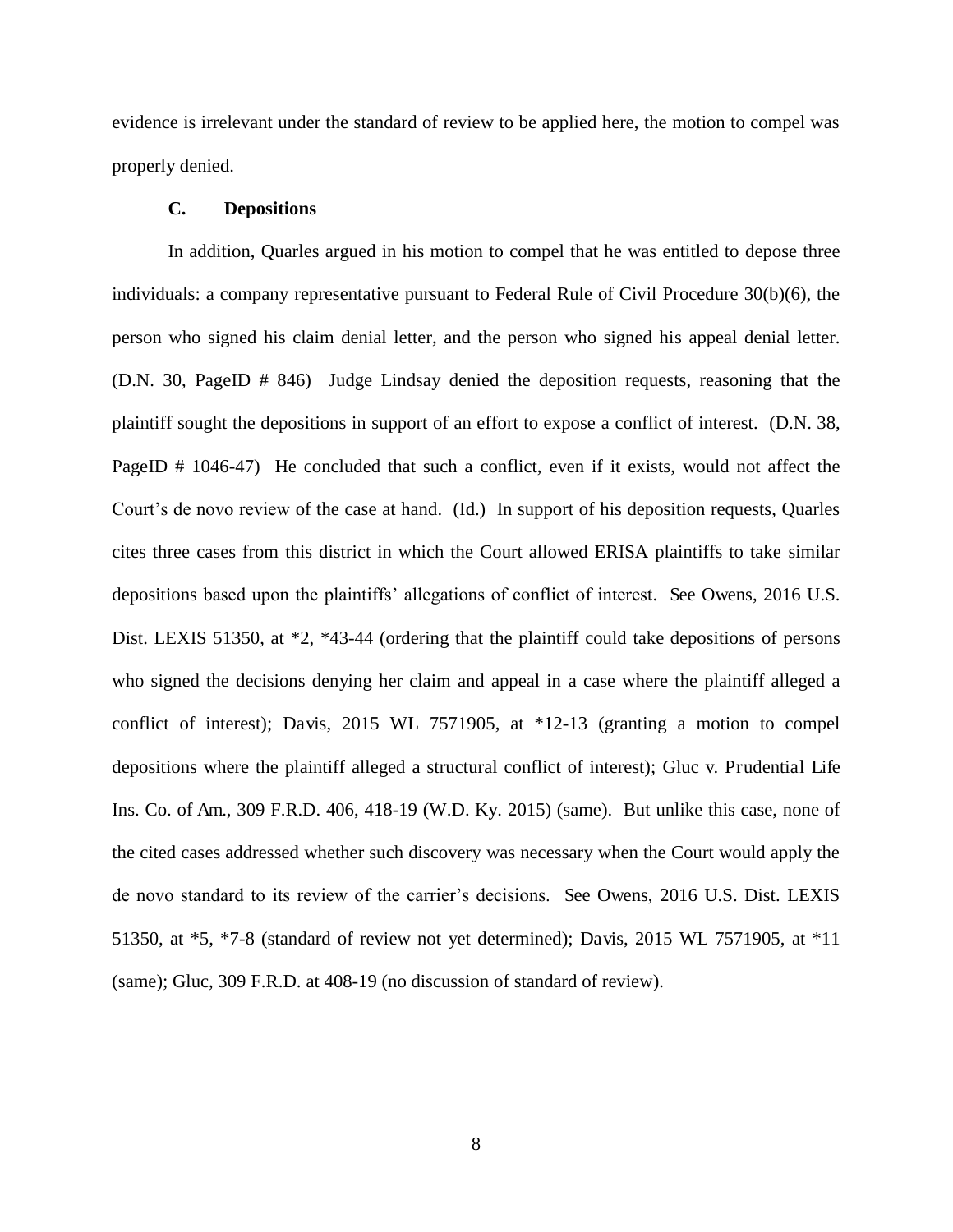evidence is irrelevant under the standard of review to be applied here, the motion to compel was properly denied.

### C. Depositions

In addition, Quarles argued in his motion to compel that he was entitled to depose three individuals: a company representative pursuant to Federal Rule of Civil Procedure 30(b)(6), the person who signed his claim denial letter, and the person who signed his appeal denial letter. (D.N. 30, PageID # 846) Judge Lindsay denied the deposition requests, reasoning that the plaintiff sought the depositions in support of an effort to expose a conflict of interest. (D.N. 38, PageID # 1046-47) He concluded that such a conflict, even if it exists, would not affect the Court's de novo review of the case at hand. (Id.) In support of his deposition requests, Quarles cites three cases from this district in which the Court allowed ERISA plaintiffs to take similar depositions based upon the plaintiffs' allegations of conflict of interest. See Owens, 2016 U.S. Dist. LEXIS 51350, at *2, *43-44 (ordering that the plaintiff could take depositions of persons who signed the decisions denying her claim and appeal in a case where the plaintiff alleged a conflict of interest); Davis, 2015 WL 7571905, at *12-13 (granting a motion to compel depositions where the plaintiff alleged a structural conflict of interest); Gluc v. Prudential Life Ins. Co. of Am., 309 F.R.D. 406, 418-19 (W.D. Ky. 2015) (same). But unlike this case, none of the cited cases addressed whether such discovery was necessary when the Court would apply the de novo standard to its review of the carrier's decisions. See Owens, 2016 U.S. Dist. LEXIS 51350, at *5, *7-8 (standard of review not yet determined); Davis, 2015 WL 7571905, at *11 (same); Gluc, 309 F.R.D. at 408-19 (no discussion of standard of review).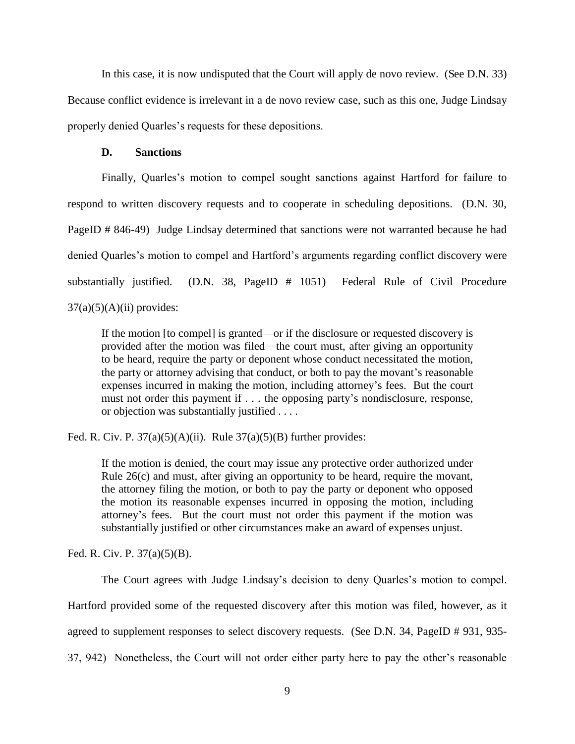In this case, it is now undisputed that the Court will apply de novo review. (See D.N. 33) Because conflict evidence is irrelevant in a de novo review case, such as this one, Judge Lindsay properly denied Quarles's requests for these depositions.

### D. Sanctions

Finally, Quarles's motion to compel sought sanctions against Hartford for failure to respond to written discovery requests and to cooperate in scheduling depositions. (D.N. 30, PageID # 846-49) Judge Lindsay determined that sanctions were not warranted because he had denied Quarles's motion to compel and Hartford's arguments regarding conflict discovery were substantially justified. (D.N. 38, PageID # 1051) Federal Rule of Civil Procedure 37(a)(5)(A)(ii) provides:

> If the motion [to compel] is granted—or if the disclosure or requested discovery is provided after the motion was filed—the court must, after giving an opportunity to be heard, require the party or deponent whose conduct necessitated the motion, the party or attorney advising that conduct, or both to pay the movant's reasonable expenses incurred in making the motion, including attorney's fees. But the court must not order this payment if . . . the opposing party's nondisclosure, response, or objection was substantially justified . . . .

Fed. R. Civ. P. 37(a)(5)(A)(ii). Rule 37(a)(5)(B) further provides:

> If the motion is denied, the court may issue any protective order authorized under Rule 26(c) and must, after giving an opportunity to be heard, require the movant, the attorney filing the motion, or both to pay the party or deponent who opposed the motion its reasonable expenses incurred in opposing the motion, including attorney's fees. But the court must not order this payment if the motion was substantially justified or other circumstances make an award of expenses unjust.

Fed. R. Civ. P. 37(a)(5)(B).

The Court agrees with Judge Lindsay's decision to deny Quarles's motion to compel. Hartford provided some of the requested discovery after this motion was filed, however, as it agreed to supplement responses to select discovery requests. (See D.N. 34, PageID # 931, 935-37, 942) Nonetheless, the Court will not order either party here to pay the other's reasonable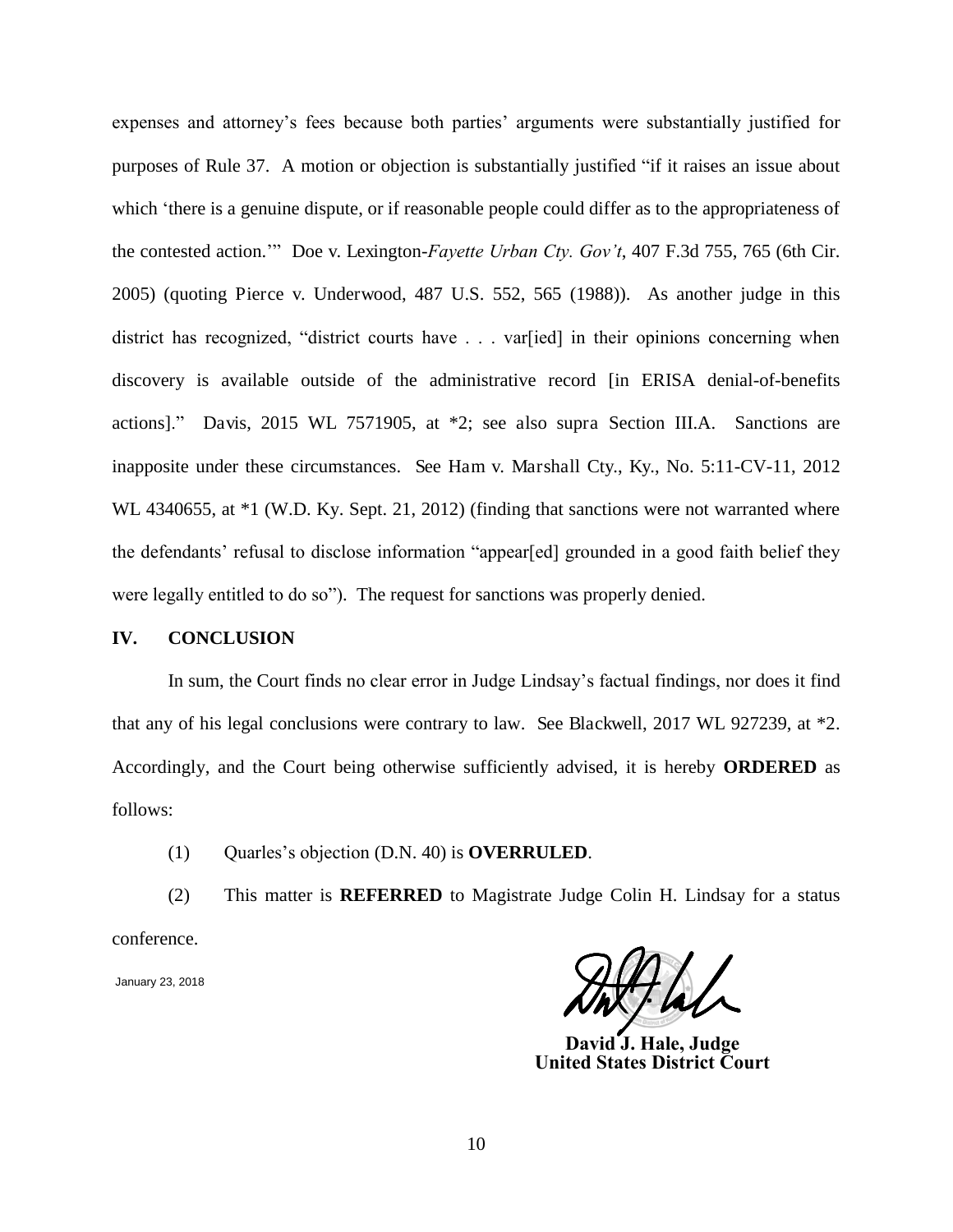expenses and attorney's fees because both parties' arguments were substantially justified for purposes of Rule 37. A motion or objection is substantially justified "if it raises an issue about which 'there is a genuine dispute, or if reasonable people could differ as to the appropriateness of the contested action.'" Doe v. Lexington-*Fayette Urban Cty. Gov't*, 407 F.3d 755, 765 (6th Cir. 2005) (quoting Pierce v. Underwood, 487 U.S. 552, 565 (1988)). As another judge in this district has recognized, "district courts have . . . var[ied] in their opinions concerning when discovery is available outside of the administrative record [in ERISA denial-of-benefits actions]." Davis, 2015 WL 7571905, at *2; see also supra Section III.A. Sanctions are inapposite under these circumstances. See Ham v. Marshall Cty., Ky., No. 5:11-CV-11, 2012 WL 4340655, at *1 (W.D. Ky. Sept. 21, 2012) (finding that sanctions were not warranted where the defendants' refusal to disclose information "appear[ed] grounded in a good faith belief they were legally entitled to do so"). The request for sanctions was properly denied.

## IV. CONCLUSION

In sum, the Court finds no clear error in Judge Lindsay's factual findings, nor does it find that any of his legal conclusions were contrary to law. See Blackwell, 2017 WL 927239, at *2. Accordingly, and the Court being otherwise sufficiently advised, it is hereby **ORDERED** as follows:

(1) Quarles's objection (D.N. 40) is **OVERRULED**.

(2) This matter is **REFERRED** to Magistrate Judge Colin H. Lindsay for a status conference.

January 23, 2018

**David J. Hale, Judge**
**United States District Court**